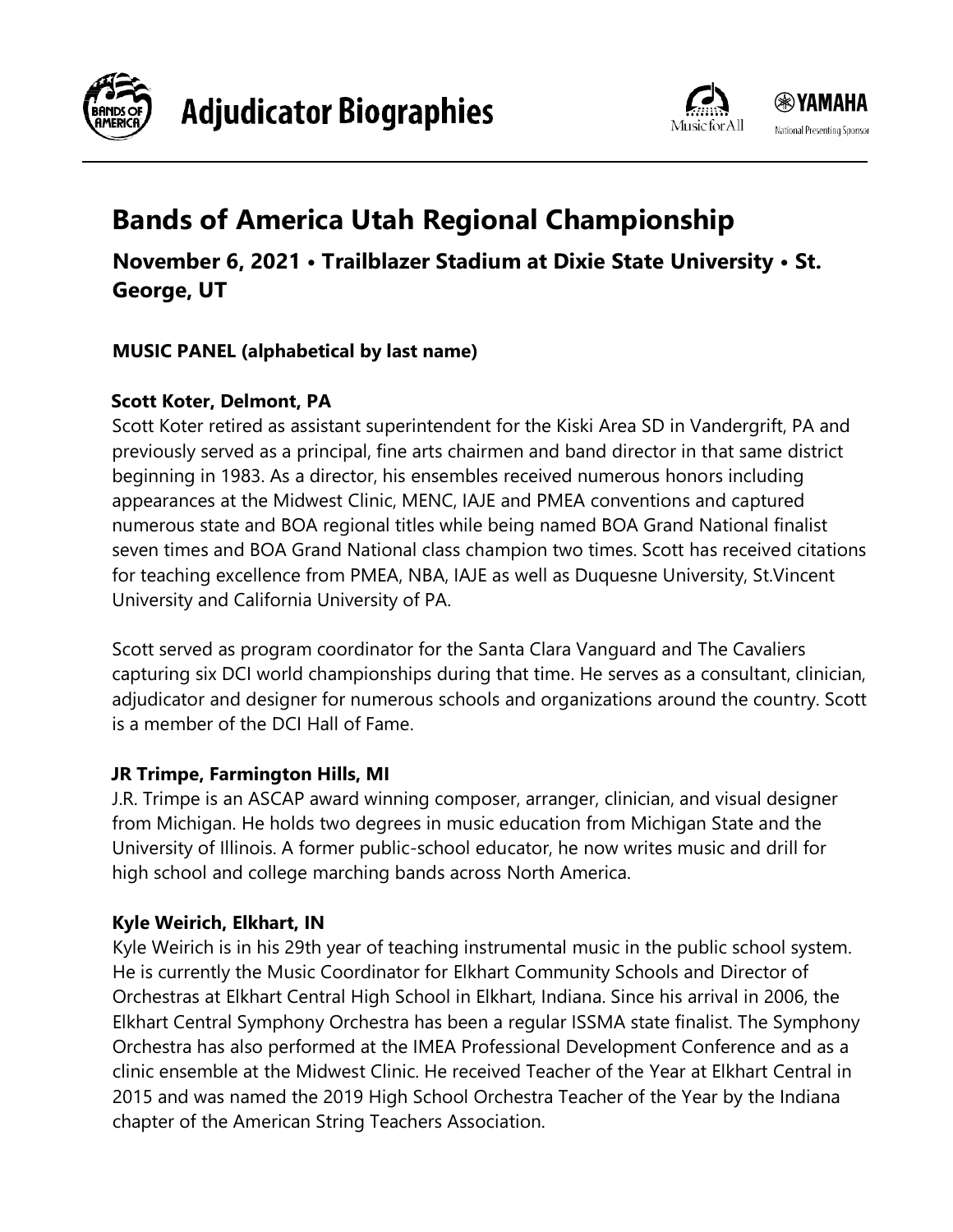# Adjudicator Biographies

## Bands of America Utah Regional Championship

### November 6, 2021 • Trailblazer Stadium at Dixie State University • St. George, UT

**MUSIC PANEL (alphabetical by last name)**

**Scott Koter, Delmont, PA**

Scott Koter retired as assistant superintendent for the Kiski Area SD in Vandergrift, PA and previously served as a principal, fine arts chairmen and band director in that same district beginning in 1983. As a director, his ensembles received numerous honors including appearances at the Midwest Clinic, MENC, IAJE and PMEA conventions and captured numerous state and BOA regional titles while being named BOA Grand National finalist seven times and BOA Grand National class champion two times. Scott has received citations for teaching excellence from PMEA, NBA, IAJE as well as Duquesne University, St.Vincent University and California University of PA.

Scott served as program coordinator for the Santa Clara Vanguard and The Cavaliers capturing six DCI world championships during that time. He serves as a consultant, clinician, adjudicator and designer for numerous schools and organizations around the country. Scott is a member of the DCI Hall of Fame.

**JR Trimpe, Farmington Hills, MI**

J.R. Trimpe is an ASCAP award winning composer, arranger, clinician, and visual designer from Michigan. He holds two degrees in music education from Michigan State and the University of Illinois. A former public-school educator, he now writes music and drill for high school and college marching bands across North America.

**Kyle Weirich, Elkhart, IN**

Kyle Weirich is in his 29th year of teaching instrumental music in the public school system. He is currently the Music Coordinator for Elkhart Community Schools and Director of Orchestras at Elkhart Central High School in Elkhart, Indiana. Since his arrival in 2006, the Elkhart Central Symphony Orchestra has been a regular ISSMA state finalist. The Symphony Orchestra has also performed at the IMEA Professional Development Conference and as a clinic ensemble at the Midwest Clinic. He received Teacher of the Year at Elkhart Central in 2015 and was named the 2019 High School Orchestra Teacher of the Year by the Indiana chapter of the American String Teachers Association.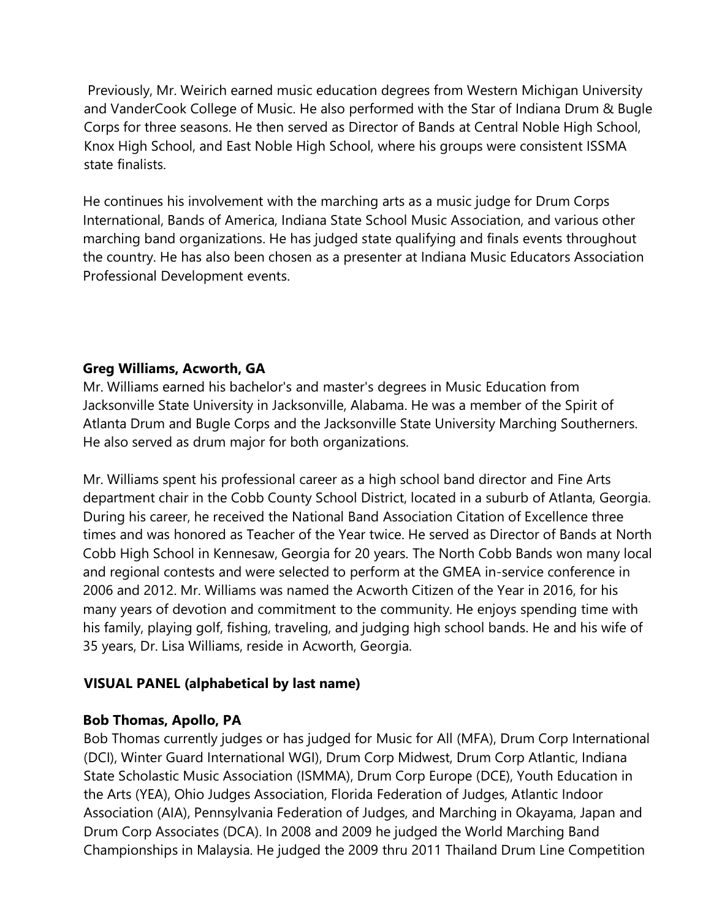Previously, Mr. Weirich earned music education degrees from Western Michigan University and VanderCook College of Music. He also performed with the Star of Indiana Drum & Bugle Corps for three seasons. He then served as Director of Bands at Central Noble High School, Knox High School, and East Noble High School, where his groups were consistent ISSMA state finalists.

He continues his involvement with the marching arts as a music judge for Drum Corps International, Bands of America, Indiana State School Music Association, and various other marching band organizations. He has judged state qualifying and finals events throughout the country. He has also been chosen as a presenter at Indiana Music Educators Association Professional Development events.

**Greg Williams, Acworth, GA**

Mr. Williams earned his bachelor's and master's degrees in Music Education from Jacksonville State University in Jacksonville, Alabama. He was a member of the Spirit of Atlanta Drum and Bugle Corps and the Jacksonville State University Marching Southerners. He also served as drum major for both organizations.

Mr. Williams spent his professional career as a high school band director and Fine Arts department chair in the Cobb County School District, located in a suburb of Atlanta, Georgia. During his career, he received the National Band Association Citation of Excellence three times and was honored as Teacher of the Year twice. He served as Director of Bands at North Cobb High School in Kennesaw, Georgia for 20 years. The North Cobb Bands won many local and regional contests and were selected to perform at the GMEA in-service conference in 2006 and 2012. Mr. Williams was named the Acworth Citizen of the Year in 2016, for his many years of devotion and commitment to the community. He enjoys spending time with his family, playing golf, fishing, traveling, and judging high school bands. He and his wife of 35 years, Dr. Lisa Williams, reside in Acworth, Georgia.

## VISUAL PANEL (alphabetical by last name)

**Bob Thomas, Apollo, PA**

Bob Thomas currently judges or has judged for Music for All (MFA), Drum Corp International (DCI), Winter Guard International WGI), Drum Corp Midwest, Drum Corp Atlantic, Indiana State Scholastic Music Association (ISMMA), Drum Corp Europe (DCE), Youth Education in the Arts (YEA), Ohio Judges Association, Florida Federation of Judges, Atlantic Indoor Association (AIA), Pennsylvania Federation of Judges, and Marching in Okayama, Japan and Drum Corp Associates (DCA). In 2008 and 2009 he judged the World Marching Band Championships in Malaysia. He judged the 2009 thru 2011 Thailand Drum Line Competition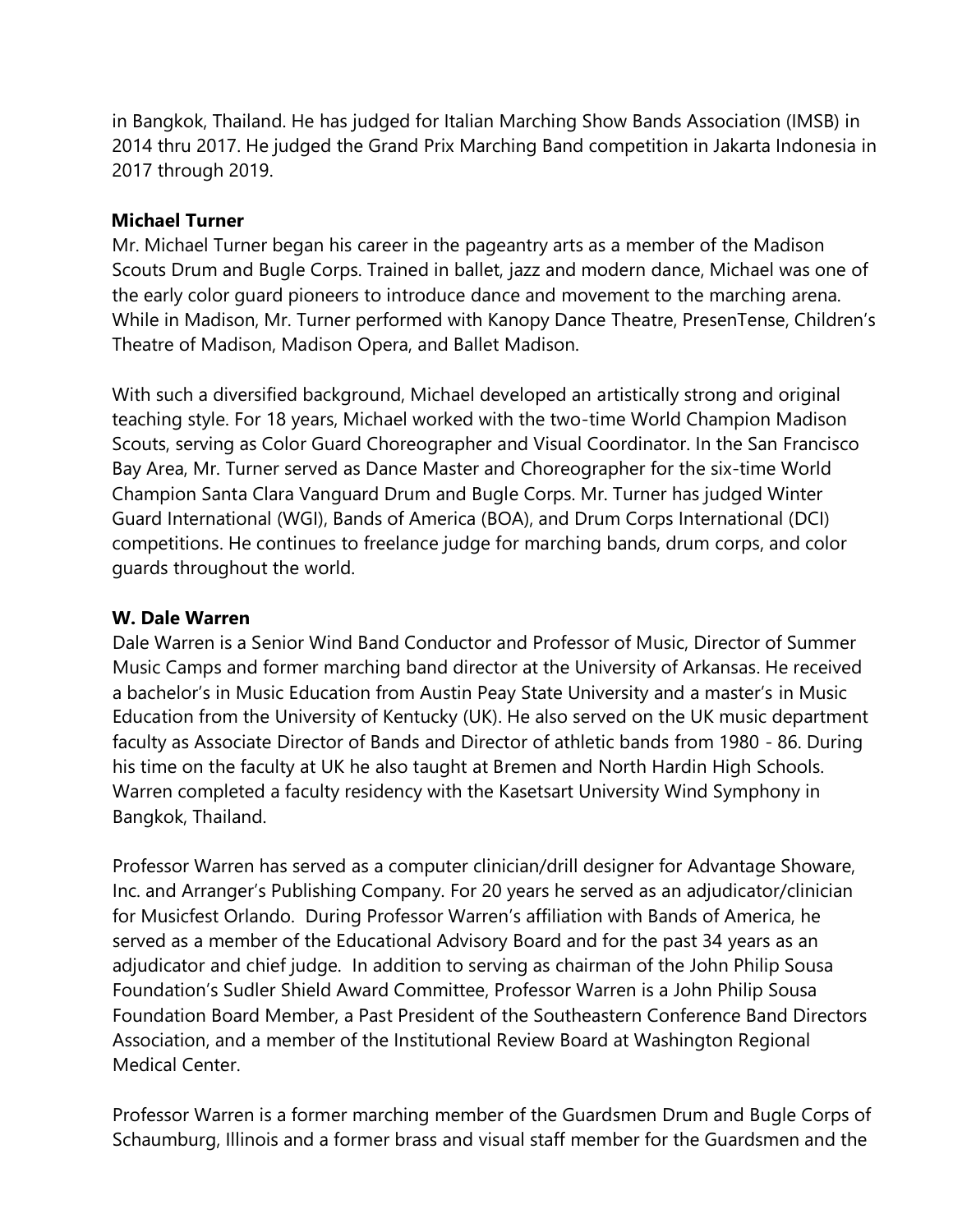in Bangkok, Thailand. He has judged for Italian Marching Show Bands Association (IMSB) in 2014 thru 2017. He judged the Grand Prix Marching Band competition in Jakarta Indonesia in 2017 through 2019.

**Michael Turner**

Mr. Michael Turner began his career in the pageantry arts as a member of the Madison Scouts Drum and Bugle Corps. Trained in ballet, jazz and modern dance, Michael was one of the early color guard pioneers to introduce dance and movement to the marching arena. While in Madison, Mr. Turner performed with Kanopy Dance Theatre, PresenTense, Children's Theatre of Madison, Madison Opera, and Ballet Madison.

With such a diversified background, Michael developed an artistically strong and original teaching style. For 18 years, Michael worked with the two-time World Champion Madison Scouts, serving as Color Guard Choreographer and Visual Coordinator. In the San Francisco Bay Area, Mr. Turner served as Dance Master and Choreographer for the six-time World Champion Santa Clara Vanguard Drum and Bugle Corps. Mr. Turner has judged Winter Guard International (WGI), Bands of America (BOA), and Drum Corps International (DCI) competitions. He continues to freelance judge for marching bands, drum corps, and color guards throughout the world.

**W. Dale Warren**

Dale Warren is a Senior Wind Band Conductor and Professor of Music, Director of Summer Music Camps and former marching band director at the University of Arkansas. He received a bachelor's in Music Education from Austin Peay State University and a master's in Music Education from the University of Kentucky (UK). He also served on the UK music department faculty as Associate Director of Bands and Director of athletic bands from 1980 - 86. During his time on the faculty at UK he also taught at Bremen and North Hardin High Schools. Warren completed a faculty residency with the Kasetsart University Wind Symphony in Bangkok, Thailand.

Professor Warren has served as a computer clinician/drill designer for Advantage Showare, Inc. and Arranger's Publishing Company. For 20 years he served as an adjudicator/clinician for Musicfest Orlando. During Professor Warren's affiliation with Bands of America, he served as a member of the Educational Advisory Board and for the past 34 years as an adjudicator and chief judge. In addition to serving as chairman of the John Philip Sousa Foundation's Sudler Shield Award Committee, Professor Warren is a John Philip Sousa Foundation Board Member, a Past President of the Southeastern Conference Band Directors Association, and a member of the Institutional Review Board at Washington Regional Medical Center.

Professor Warren is a former marching member of the Guardsmen Drum and Bugle Corps of Schaumburg, Illinois and a former brass and visual staff member for the Guardsmen and the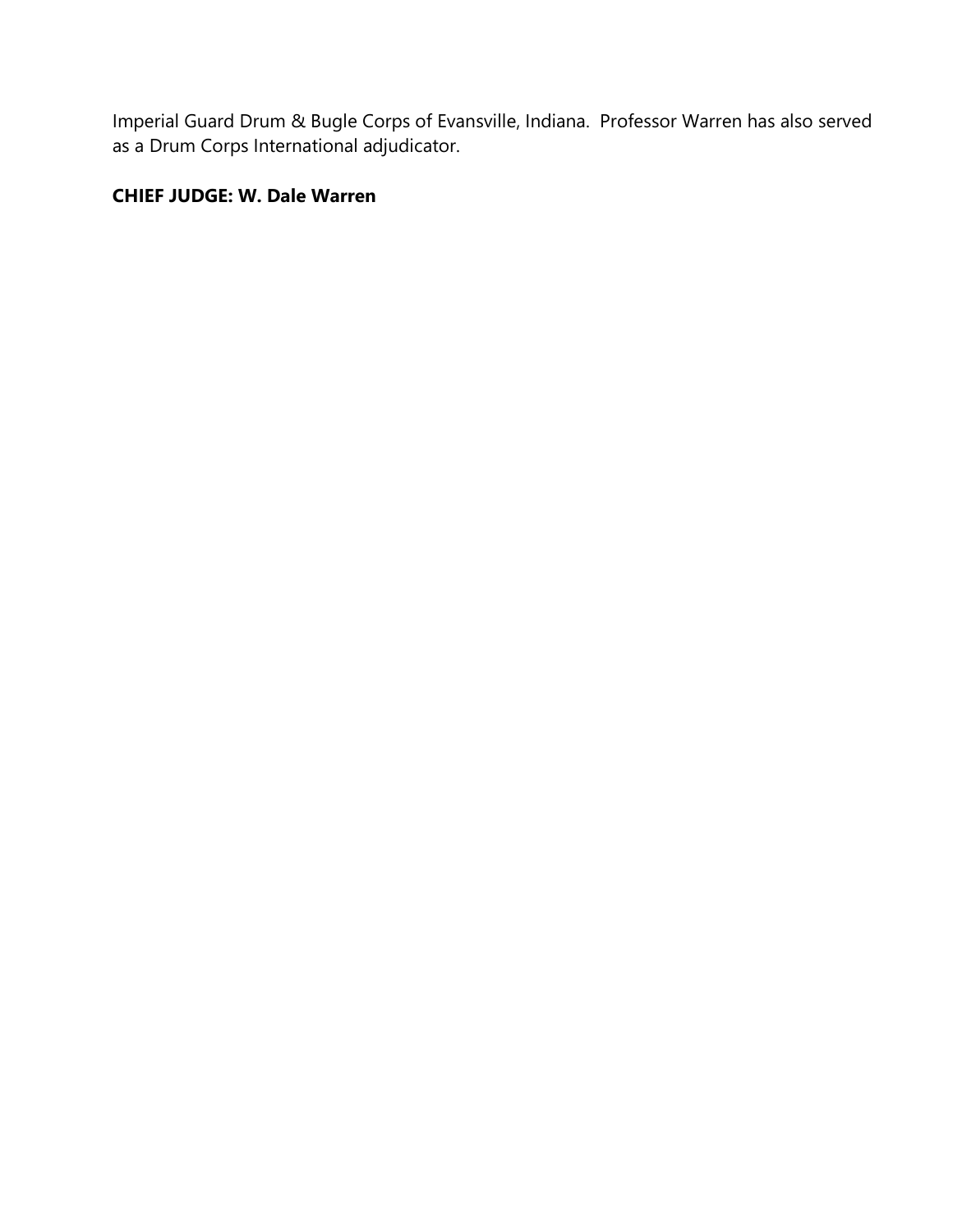Imperial Guard Drum & Bugle Corps of Evansville, Indiana. Professor Warren has also served as a Drum Corps International adjudicator.

**CHIEF JUDGE: W. Dale Warren**